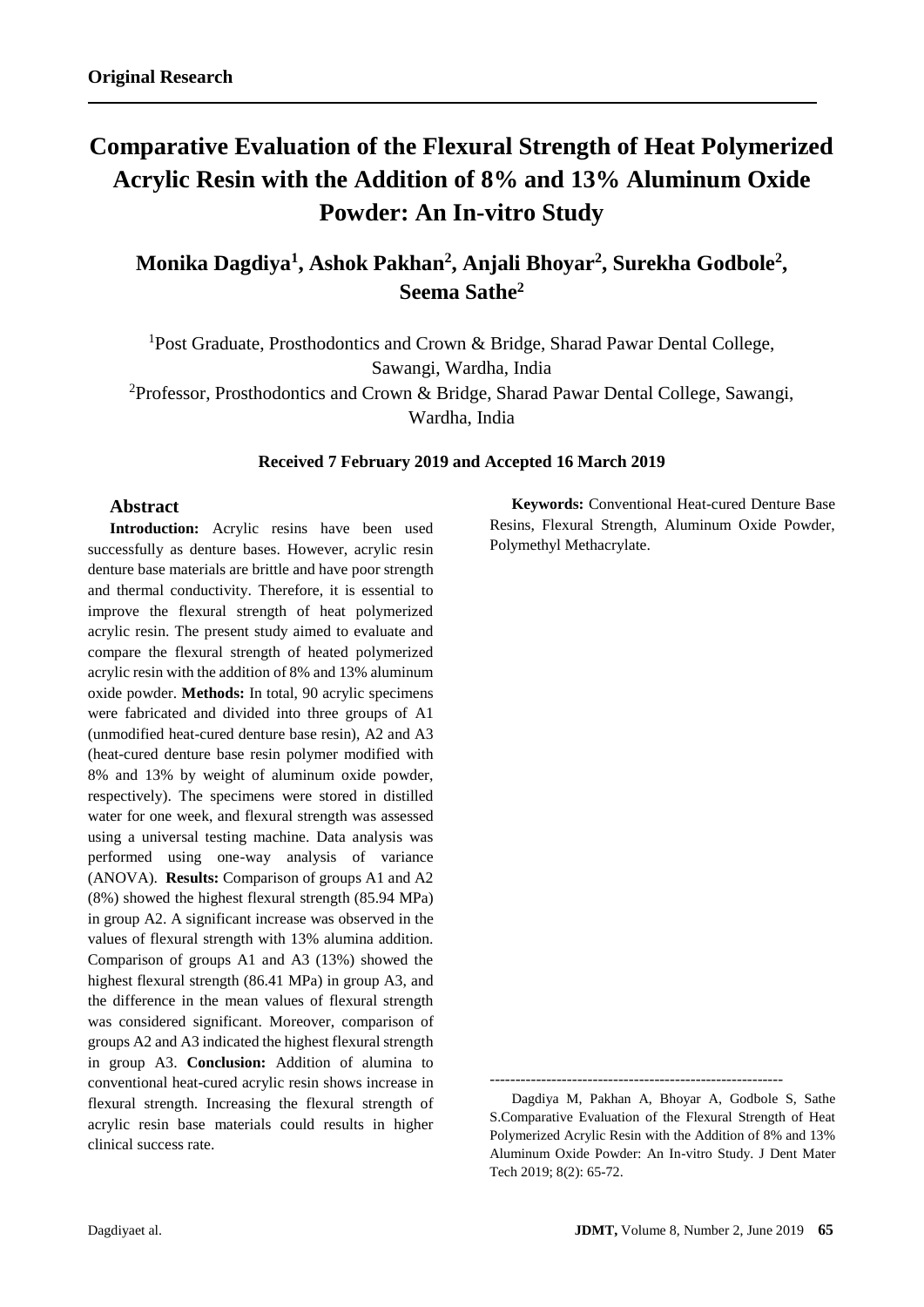**Original Research**

# Comparative Evaluation of the Flexural Strength of Heat Polymerized Acrylic Resin with the Addition of 8% and 13% Aluminum Oxide Powder: An In-vitro Study

## Monika Dagdiya[1], Ashok Pakhan[2], Anjali Bhoyar[2], Surekha Godbole[2], Seema Sathe[2]

[1]Post Graduate, Prosthodontics and Crown & Bridge, Sharad Pawar Dental College, Sawangi, Wardha, India

[2]Professor, Prosthodontics and Crown & Bridge, Sharad Pawar Dental College, Sawangi, Wardha, India

**Received 7 February 2019 and Accepted 16 March 2019**

## Abstract

**Introduction:** Acrylic resins have been used successfully as denture bases. However, acrylic resin denture base materials are brittle and have poor strength and thermal conductivity. Therefore, it is essential to improve the flexural strength of heat polymerized acrylic resin. The present study aimed to evaluate and compare the flexural strength of heated polymerized acrylic resin with the addition of 8% and 13% aluminum oxide powder. **Methods:** In total, 90 acrylic specimens were fabricated and divided into three groups of A1 (unmodified heat-cured denture base resin), A2 and A3 (heat-cured denture base resin polymer modified with 8% and 13% by weight of aluminum oxide powder, respectively). The specimens were stored in distilled water for one week, and flexural strength was assessed using a universal testing machine. Data analysis was performed using one-way analysis of variance (ANOVA). **Results:** Comparison of groups A1 and A2 (8%) showed the highest flexural strength (85.94 MPa) in group A2. A significant increase was observed in the values of flexural strength with 13% alumina addition. Comparison of groups A1 and A3 (13%) showed the highest flexural strength (86.41 MPa) in group A3, and the difference in the mean values of flexural strength was considered significant. Moreover, comparison of groups A2 and A3 indicated the highest flexural strength in group A3. **Conclusion:** Addition of alumina to conventional heat-cured acrylic resin shows increase in flexural strength. Increasing the flexural strength of acrylic resin base materials could results in higher clinical success rate.

**Keywords:** Conventional Heat-cured Denture Base Resins, Flexural Strength, Aluminum Oxide Powder, Polymethyl Methacrylate.

---

Dagdiya M, Pakhan A, Bhoyar A, Godbole S, Sathe S.Comparative Evaluation of the Flexural Strength of Heat Polymerized Acrylic Resin with the Addition of 8% and 13% Aluminum Oxide Powder: An In-vitro Study. J Dent Mater Tech 2019; 8(2): 65-72.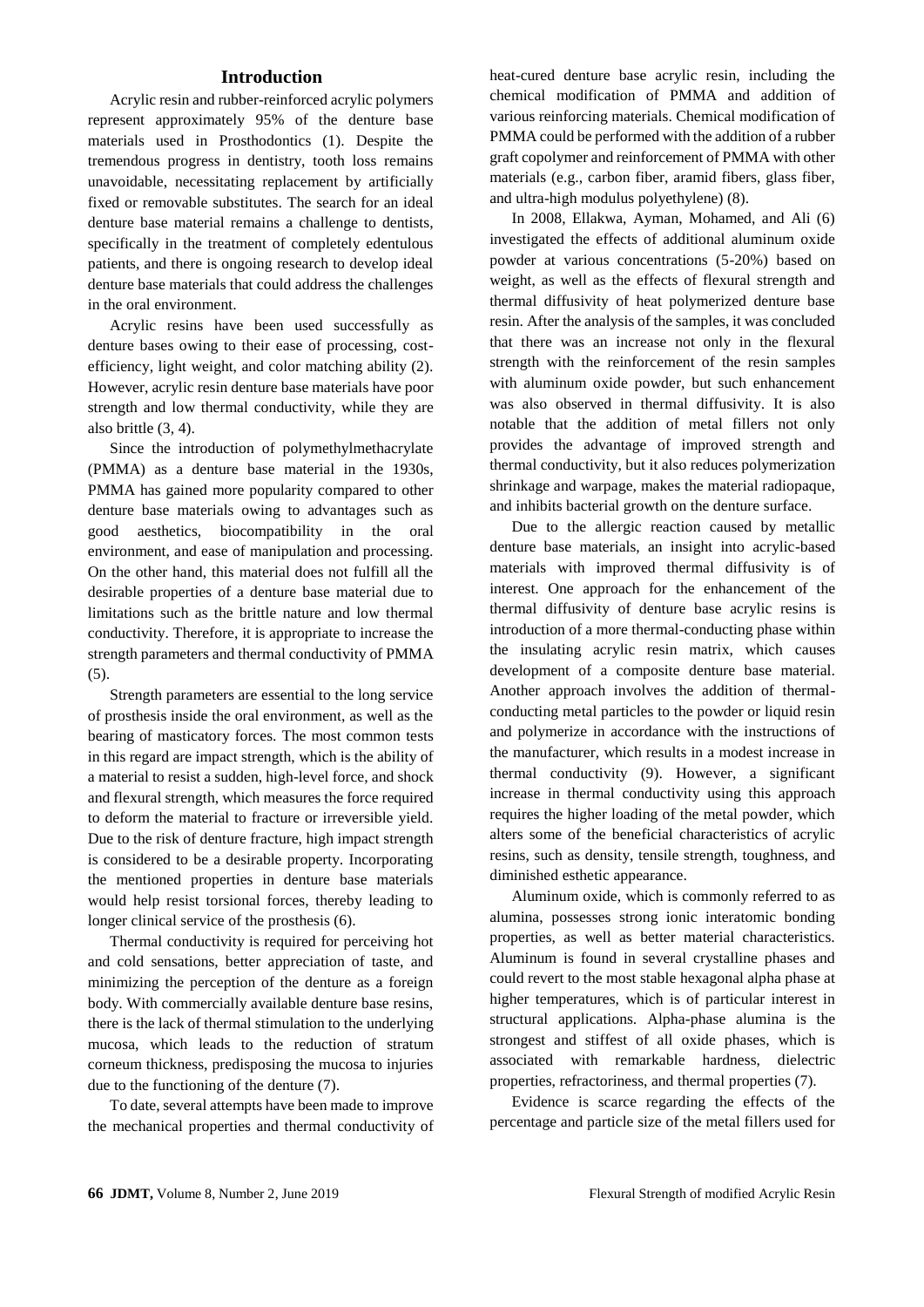## Introduction

Acrylic resin and rubber-reinforced acrylic polymers represent approximately 95% of the denture base materials used in Prosthodontics (1). Despite the tremendous progress in dentistry, tooth loss remains unavoidable, necessitating replacement by artificially fixed or removable substitutes. The search for an ideal denture base material remains a challenge to dentists, specifically in the treatment of completely edentulous patients, and there is ongoing research to develop ideal denture base materials that could address the challenges in the oral environment.

Acrylic resins have been used successfully as denture bases owing to their ease of processing, cost-efficiency, light weight, and color matching ability (2). However, acrylic resin denture base materials have poor strength and low thermal conductivity, while they are also brittle (3, 4).

Since the introduction of polymethylmethacrylate (PMMA) as a denture base material in the 1930s, PMMA has gained more popularity compared to other denture base materials owing to advantages such as good aesthetics, biocompatibility in the oral environment, and ease of manipulation and processing. On the other hand, this material does not fulfill all the desirable properties of a denture base material due to limitations such as the brittle nature and low thermal conductivity. Therefore, it is appropriate to increase the strength parameters and thermal conductivity of PMMA (5).

Strength parameters are essential to the long service of prosthesis inside the oral environment, as well as the bearing of masticatory forces. The most common tests in this regard are impact strength, which is the ability of a material to resist a sudden, high-level force, and shock and flexural strength, which measures the force required to deform the material to fracture or irreversible yield. Due to the risk of denture fracture, high impact strength is considered to be a desirable property. Incorporating the mentioned properties in denture base materials would help resist torsional forces, thereby leading to longer clinical service of the prosthesis (6).

Thermal conductivity is required for perceiving hot and cold sensations, better appreciation of taste, and minimizing the perception of the denture as a foreign body. With commercially available denture base resins, there is the lack of thermal stimulation to the underlying mucosa, which leads to the reduction of stratum corneum thickness, predisposing the mucosa to injuries due to the functioning of the denture (7).

To date, several attempts have been made to improve the mechanical properties and thermal conductivity of heat-cured denture base acrylic resin, including the chemical modification of PMMA and addition of various reinforcing materials. Chemical modification of PMMA could be performed with the addition of a rubber graft copolymer and reinforcement of PMMA with other materials (e.g., carbon fiber, aramid fibers, glass fiber, and ultra-high modulus polyethylene) (8).

In 2008, Ellakwa, Ayman, Mohamed, and Ali (6) investigated the effects of additional aluminum oxide powder at various concentrations (5-20%) based on weight, as well as the effects of flexural strength and thermal diffusivity of heat polymerized denture base resin. After the analysis of the samples, it was concluded that there was an increase not only in the flexural strength with the reinforcement of the resin samples with aluminum oxide powder, but such enhancement was also observed in thermal diffusivity. It is also notable that the addition of metal fillers not only provides the advantage of improved strength and thermal conductivity, but it also reduces polymerization shrinkage and warpage, makes the material radiopaque, and inhibits bacterial growth on the denture surface.

Due to the allergic reaction caused by metallic denture base materials, an insight into acrylic-based materials with improved thermal diffusivity is of interest. One approach for the enhancement of the thermal diffusivity of denture base acrylic resins is introduction of a more thermal-conducting phase within the insulating acrylic resin matrix, which causes development of a composite denture base material. Another approach involves the addition of thermal-conducting metal particles to the powder or liquid resin and polymerize in accordance with the instructions of the manufacturer, which results in a modest increase in thermal conductivity (9). However, a significant increase in thermal conductivity using this approach requires the higher loading of the metal powder, which alters some of the beneficial characteristics of acrylic resins, such as density, tensile strength, toughness, and diminished esthetic appearance.

Aluminum oxide, which is commonly referred to as alumina, possesses strong ionic interatomic bonding properties, as well as better material characteristics. Aluminum is found in several crystalline phases and could revert to the most stable hexagonal alpha phase at higher temperatures, which is of particular interest in structural applications. Alpha-phase alumina is the strongest and stiffest of all oxide phases, which is associated with remarkable hardness, dielectric properties, refractoriness, and thermal properties (7).

Evidence is scarce regarding the effects of the percentage and particle size of the metal fillers used for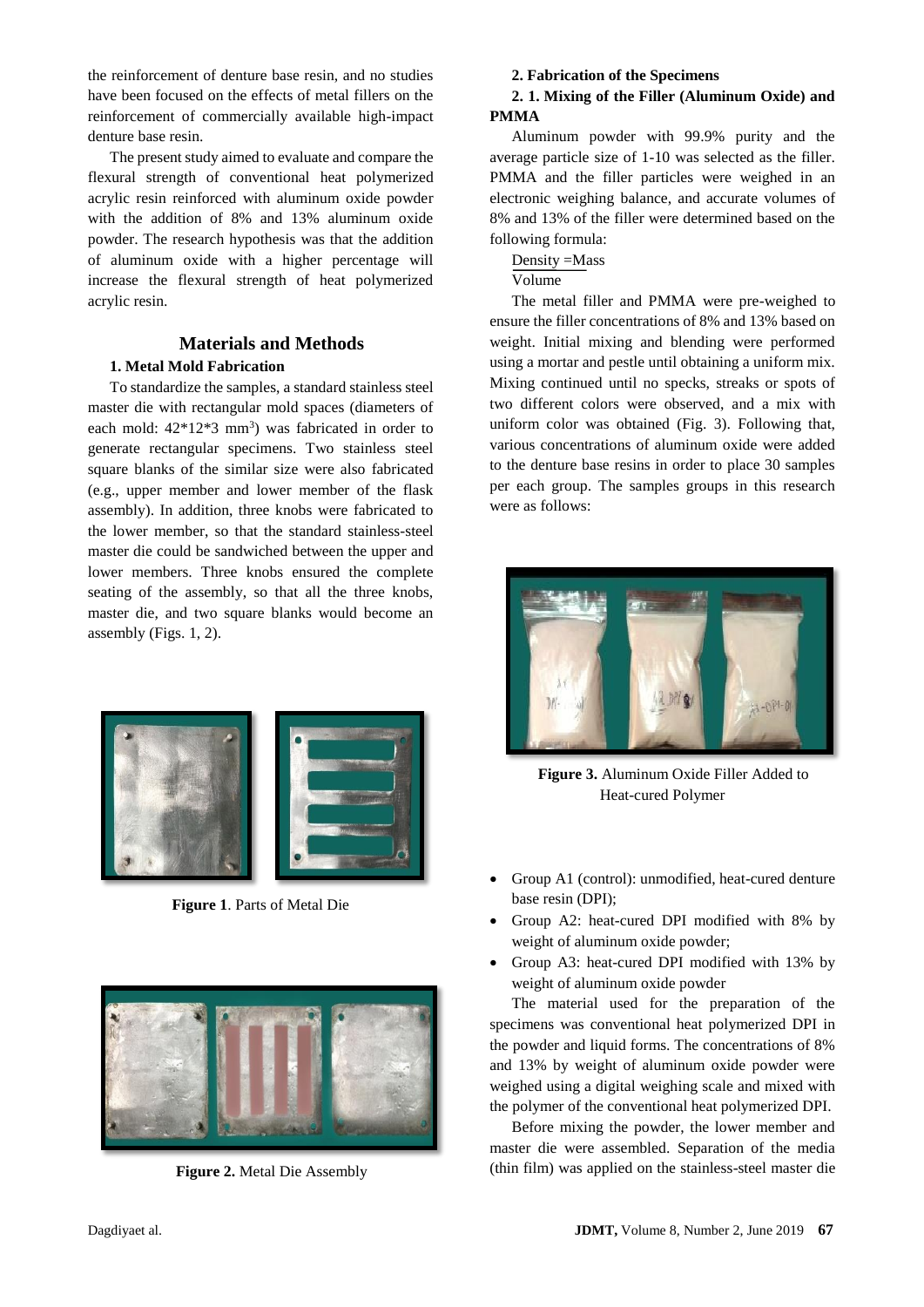the reinforcement of denture base resin, and no studies have been focused on the effects of metal fillers on the reinforcement of commercially available high-impact denture base resin.

The present study aimed to evaluate and compare the flexural strength of conventional heat polymerized acrylic resin reinforced with aluminum oxide powder with the addition of 8% and 13% aluminum oxide powder. The research hypothesis was that the addition of aluminum oxide with a higher percentage will increase the flexural strength of heat polymerized acrylic resin.

## Materials and Methods

### 1. Metal Mold Fabrication

To standardize the samples, a standard stainless steel master die with rectangular mold spaces (diameters of each mold: 42*12*3 mm$^3$) was fabricated in order to generate rectangular specimens. Two stainless steel square blanks of the similar size were also fabricated (e.g., upper member and lower member of the flask assembly). In addition, three knobs were fabricated to the lower member, so that the standard stainless-steel master die could be sandwiched between the upper and lower members. Three knobs ensured the complete seating of the assembly, so that all the three knobs, master die, and two square blanks would become an assembly (Figs. 1, 2).

**Figure 1**. Parts of Metal Die

**Figure 2.** Metal Die Assembly

### 2. Fabrication of the Specimens

#### 2. 1. Mixing of the Filler (Aluminum Oxide) and PMMA

Aluminum powder with 99.9% purity and the average particle size of 1-10 was selected as the filler. PMMA and the filler particles were weighed in an electronic weighing balance, and accurate volumes of 8% and 13% of the filler were determined based on the following formula:

$$\text{Density} = \frac{\text{Mass}}{\text{Volume}}$$

The metal filler and PMMA were pre-weighed to ensure the filler concentrations of 8% and 13% based on weight. Initial mixing and blending were performed using a mortar and pestle until obtaining a uniform mix. Mixing continued until no specks, streaks or spots of two different colors were observed, and a mix with uniform color was obtained (Fig. 3). Following that, various concentrations of aluminum oxide were added to the denture base resins in order to place 30 samples per each group. The samples groups in this research were as follows:

**Figure 3.** Aluminum Oxide Filler Added to Heat-cured Polymer

- Group A1 (control): unmodified, heat-cured denture base resin (DPI);
- Group A2: heat-cured DPI modified with 8% by weight of aluminum oxide powder;
- Group A3: heat-cured DPI modified with 13% by weight of aluminum oxide powder

The material used for the preparation of the specimens was conventional heat polymerized DPI in the powder and liquid forms. The concentrations of 8% and 13% by weight of aluminum oxide powder were weighed using a digital weighing scale and mixed with the polymer of the conventional heat polymerized DPI.

Before mixing the powder, the lower member and master die were assembled. Separation of the media (thin film) was applied on the stainless-steel master die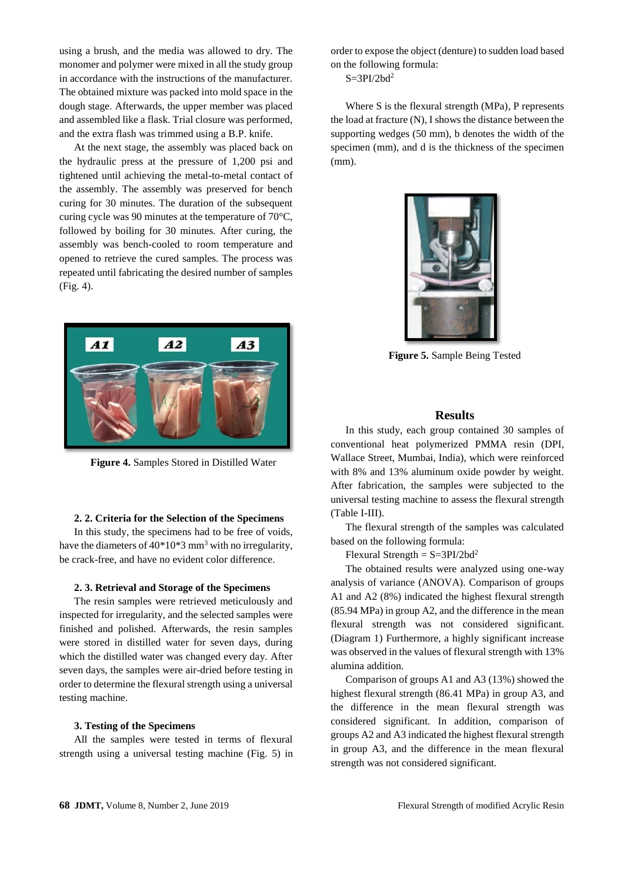using a brush, and the media was allowed to dry. The monomer and polymer were mixed in all the study group in accordance with the instructions of the manufacturer. The obtained mixture was packed into mold space in the dough stage. Afterwards, the upper member was placed and assembled like a flask. Trial closure was performed, and the extra flash was trimmed using a B.P. knife.

At the next stage, the assembly was placed back on the hydraulic press at the pressure of 1,200 psi and tightened until achieving the metal-to-metal contact of the assembly. The assembly was preserved for bench curing for 30 minutes. The duration of the subsequent curing cycle was 90 minutes at the temperature of 70°C, followed by boiling for 30 minutes. After curing, the assembly was bench-cooled to room temperature and opened to retrieve the cured samples. The process was repeated until fabricating the desired number of samples (Fig. 4).

**Figure 4.** Samples Stored in Distilled Water

#### 2. 2. Criteria for the Selection of the Specimens

In this study, the specimens had to be free of voids, have the diameters of $40*10*3$ mm$^3$ with no irregularity, be crack-free, and have no evident color difference.

#### 2. 3. Retrieval and Storage of the Specimens

The resin samples were retrieved meticulously and inspected for irregularity, and the selected samples were finished and polished. Afterwards, the resin samples were stored in distilled water for seven days, during which the distilled water was changed every day. After seven days, the samples were air-dried before testing in order to determine the flexural strength using a universal testing machine.

#### 3. Testing of the Specimens

All the samples were tested in terms of flexural strength using a universal testing machine (Fig. 5) in order to expose the object (denture) to sudden load based on the following formula:

$S=3PI/2bd^2$

Where S is the flexural strength (MPa), P represents the load at fracture (N), I shows the distance between the supporting wedges (50 mm), b denotes the width of the specimen (mm), and d is the thickness of the specimen (mm).

**Figure 5.** Sample Being Tested

## Results

In this study, each group contained 30 samples of conventional heat polymerized PMMA resin (DPI, Wallace Street, Mumbai, India), which were reinforced with 8% and 13% aluminum oxide powder by weight. After fabrication, the samples were subjected to the universal testing machine to assess the flexural strength (Table I-III).

The flexural strength of the samples was calculated based on the following formula:

Flexural Strength = $S=3PI/2bd^2$

The obtained results were analyzed using one-way analysis of variance (ANOVA). Comparison of groups A1 and A2 (8%) indicated the highest flexural strength (85.94 MPa) in group A2, and the difference in the mean flexural strength was not considered significant. (Diagram 1) Furthermore, a highly significant increase was observed in the values of flexural strength with 13% alumina addition.

Comparison of groups A1 and A3 (13%) showed the highest flexural strength (86.41 MPa) in group A3, and the difference in the mean flexural strength was considered significant. In addition, comparison of groups A2 and A3 indicated the highest flexural strength in group A3, and the difference in the mean flexural strength was not considered significant.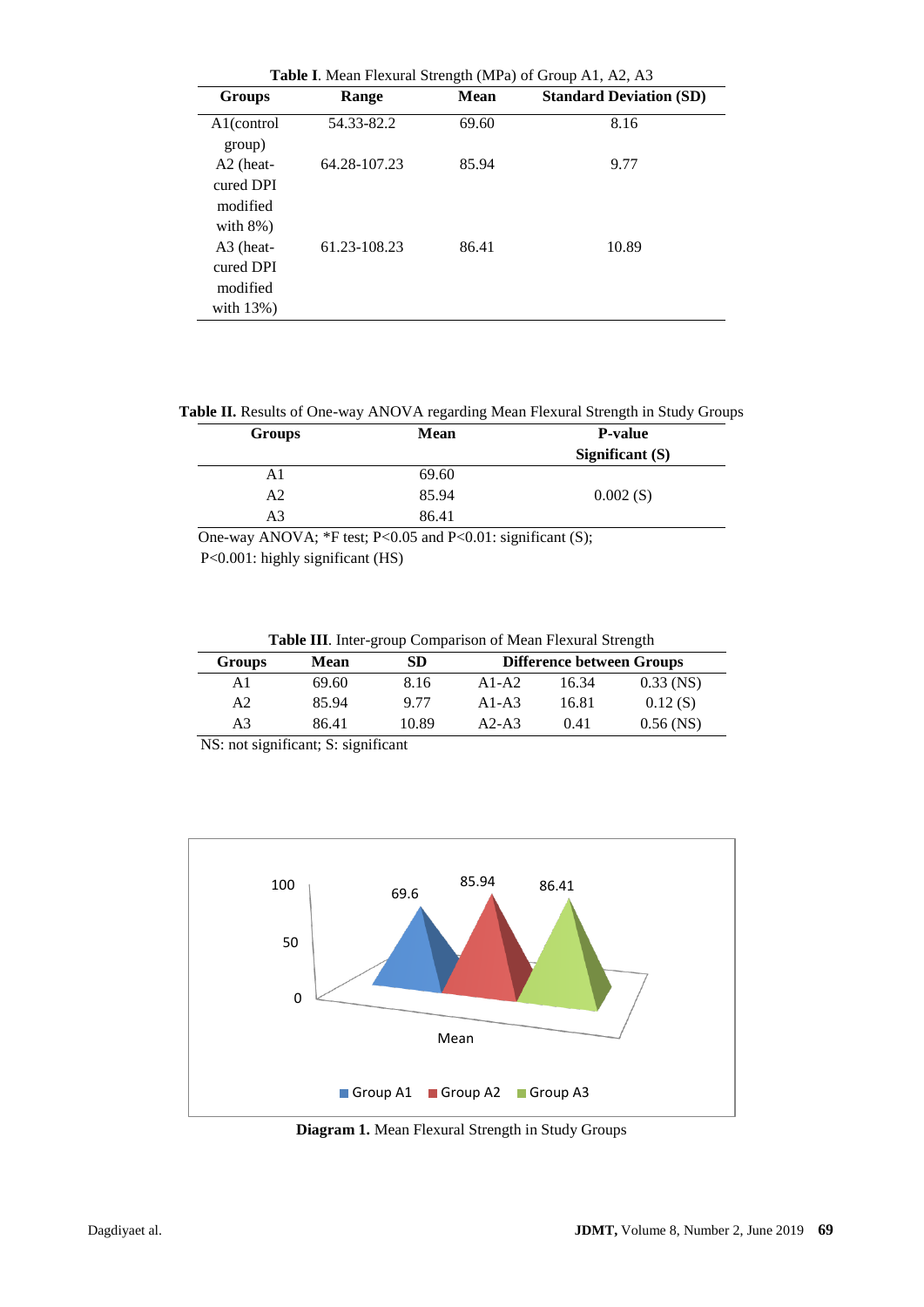**Table I**. Mean Flexural Strength (MPa) of Group A1, A2, A3

| Groups | Range | Mean | Standard Deviation (SD) |
|---|---|---|---|
| A1(control group) | 54.33-82.2 | 69.60 | 8.16 |
| A2 (heat-cured DPI modified with 8%) | 64.28-107.23 | 85.94 | 9.77 |
| A3 (heat-cured DPI modified with 13%) | 61.23-108.23 | 86.41 | 10.89 |

**Table II.** Results of One-way ANOVA regarding Mean Flexural Strength in Study Groups

| Groups | Mean | P-value Significant (S) |
|---|---|---|
| A1 | 69.60 | |
| A2 | 85.94 | 0.002 (S) |
| A3 | 86.41 | |

One-way ANOVA; *F test; P<0.05 and P<0.01: significant (S);
P<0.001: highly significant (HS)

**Table III**. Inter-group Comparison of Mean Flexural Strength

| Groups | Mean | SD | Difference between Groups | | |
|---|---|---|---|---|---|
| A1 | 69.60 | 8.16 | A1-A2 | 16.34 | 0.33 (NS) |
| A2 | 85.94 | 9.77 | A1-A3 | 16.81 | 0.12 (S) |
| A3 | 86.41 | 10.89 | A2-A3 | 0.41 | 0.56 (NS) |

NS: not significant; S: significant

**Diagram 1.** Mean Flexural Strength in Study Groups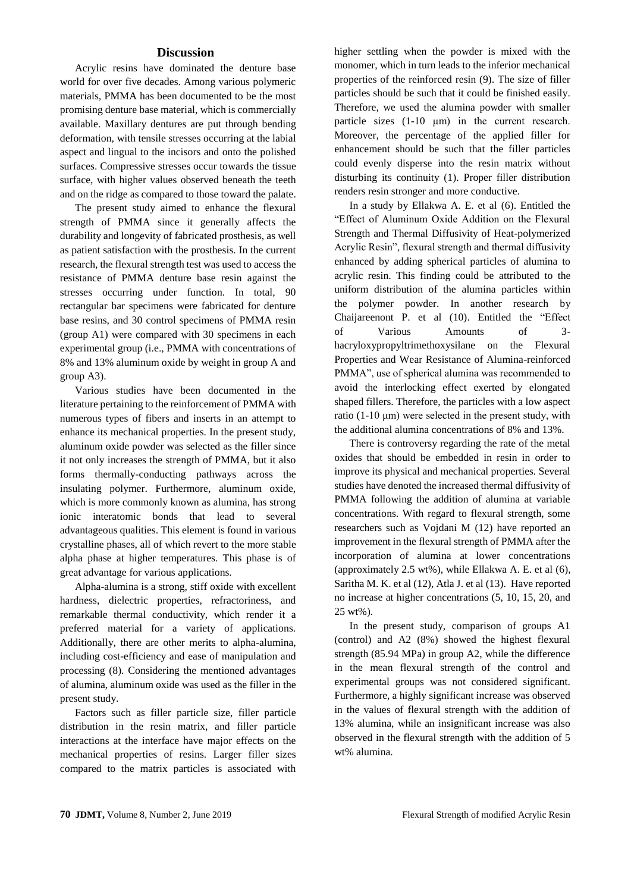## Discussion

Acrylic resins have dominated the denture base world for over five decades. Among various polymeric materials, PMMA has been documented to be the most promising denture base material, which is commercially available. Maxillary dentures are put through bending deformation, with tensile stresses occurring at the labial aspect and lingual to the incisors and onto the polished surfaces. Compressive stresses occur towards the tissue surface, with higher values observed beneath the teeth and on the ridge as compared to those toward the palate.

The present study aimed to enhance the flexural strength of PMMA since it generally affects the durability and longevity of fabricated prosthesis, as well as patient satisfaction with the prosthesis. In the current research, the flexural strength test was used to access the resistance of PMMA denture base resin against the stresses occurring under function. In total, 90 rectangular bar specimens were fabricated for denture base resins, and 30 control specimens of PMMA resin (group A1) were compared with 30 specimens in each experimental group (i.e., PMMA with concentrations of 8% and 13% aluminum oxide by weight in group A and group A3).

Various studies have been documented in the literature pertaining to the reinforcement of PMMA with numerous types of fibers and inserts in an attempt to enhance its mechanical properties. In the present study, aluminum oxide powder was selected as the filler since it not only increases the strength of PMMA, but it also forms thermally-conducting pathways across the insulating polymer. Furthermore, aluminum oxide, which is more commonly known as alumina, has strong ionic interatomic bonds that lead to several advantageous qualities. This element is found in various crystalline phases, all of which revert to the more stable alpha phase at higher temperatures. This phase is of great advantage for various applications.

Alpha-alumina is a strong, stiff oxide with excellent hardness, dielectric properties, refractoriness, and remarkable thermal conductivity, which render it a preferred material for a variety of applications. Additionally, there are other merits to alpha-alumina, including cost-efficiency and ease of manipulation and processing (8). Considering the mentioned advantages of alumina, aluminum oxide was used as the filler in the present study.

Factors such as filler particle size, filler particle distribution in the resin matrix, and filler particle interactions at the interface have major effects on the mechanical properties of resins. Larger filler sizes compared to the matrix particles is associated with higher settling when the powder is mixed with the monomer, which in turn leads to the inferior mechanical properties of the reinforced resin (9). The size of filler particles should be such that it could be finished easily. Therefore, we used the alumina powder with smaller particle sizes (1-10 µm) in the current research. Moreover, the percentage of the applied filler for enhancement should be such that the filler particles could evenly disperse into the resin matrix without disturbing its continuity (1). Proper filler distribution renders resin stronger and more conductive.

In a study by Ellakwa A. E. et al (6). Entitled the "Effect of Aluminum Oxide Addition on the Flexural Strength and Thermal Diffusivity of Heat-polymerized Acrylic Resin", flexural strength and thermal diffusivity enhanced by adding spherical particles of alumina to acrylic resin. This finding could be attributed to the uniform distribution of the alumina particles within the polymer powder. In another research by Chaijareenont P. et al (10). Entitled the "Effect of Various Amounts of 3-hacryloxypropyltrimethoxysilane on the Flexural Properties and Wear Resistance of Alumina-reinforced PMMA", use of spherical alumina was recommended to avoid the interlocking effect exerted by elongated shaped fillers. Therefore, the particles with a low aspect ratio (1-10 µm) were selected in the present study, with the additional alumina concentrations of 8% and 13%.

There is controversy regarding the rate of the metal oxides that should be embedded in resin in order to improve its physical and mechanical properties. Several studies have denoted the increased thermal diffusivity of PMMA following the addition of alumina at variable concentrations. With regard to flexural strength, some researchers such as Vojdani M (12) have reported an improvement in the flexural strength of PMMA after the incorporation of alumina at lower concentrations (approximately 2.5 wt%), while Ellakwa A. E. et al (6), Saritha M. K. et al (12), Atla J. et al (13). Have reported no increase at higher concentrations (5, 10, 15, 20, and 25 wt%).

In the present study, comparison of groups A1 (control) and A2 (8%) showed the highest flexural strength (85.94 MPa) in group A2, while the difference in the mean flexural strength of the control and experimental groups was not considered significant. Furthermore, a highly significant increase was observed in the values of flexural strength with the addition of 13% alumina, while an insignificant increase was also observed in the flexural strength with the addition of 5 wt% alumina.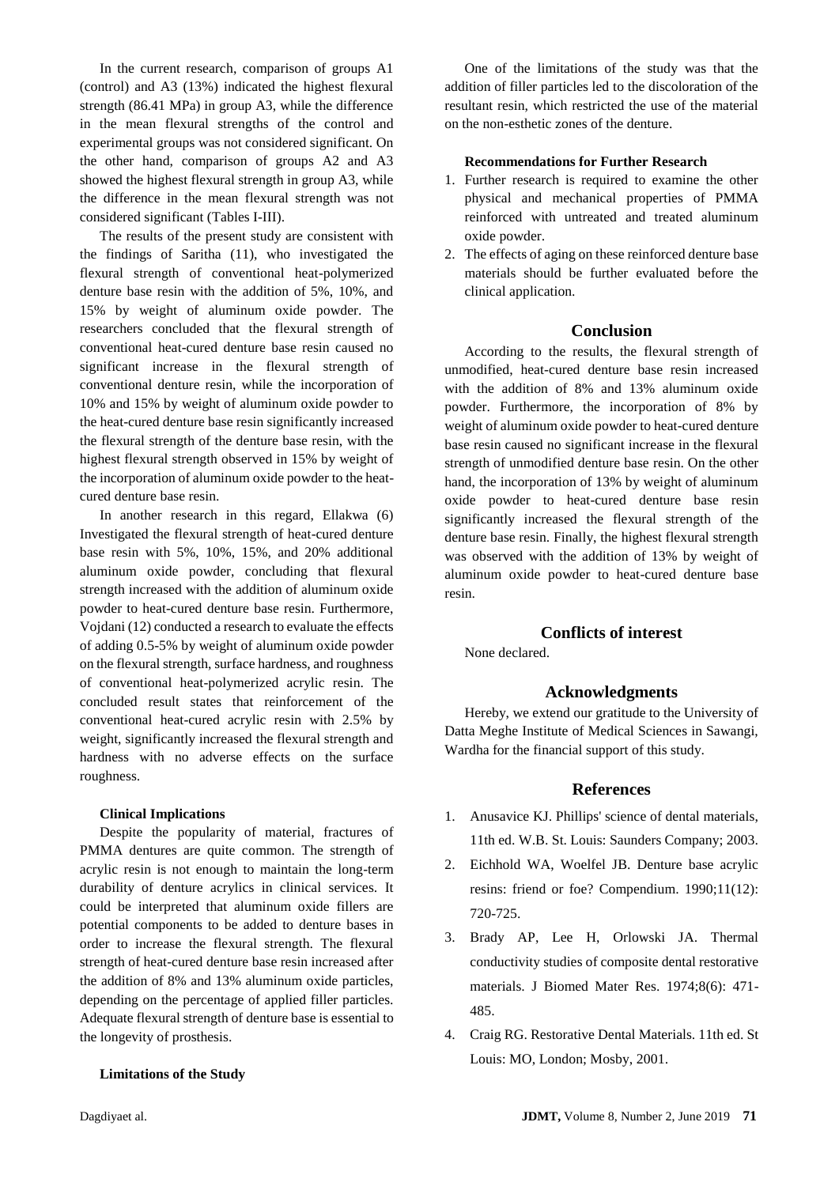In the current research, comparison of groups A1 (control) and A3 (13%) indicated the highest flexural strength (86.41 MPa) in group A3, while the difference in the mean flexural strengths of the control and experimental groups was not considered significant. On the other hand, comparison of groups A2 and A3 showed the highest flexural strength in group A3, while the difference in the mean flexural strength was not considered significant (Tables I-III).

The results of the present study are consistent with the findings of Saritha (11), who investigated the flexural strength of conventional heat-polymerized denture base resin with the addition of 5%, 10%, and 15% by weight of aluminum oxide powder. The researchers concluded that the flexural strength of conventional heat-cured denture base resin caused no significant increase in the flexural strength of conventional denture resin, while the incorporation of 10% and 15% by weight of aluminum oxide powder to the heat-cured denture base resin significantly increased the flexural strength of the denture base resin, with the highest flexural strength observed in 15% by weight of the incorporation of aluminum oxide powder to the heat-cured denture base resin.

In another research in this regard, Ellakwa (6) Investigated the flexural strength of heat-cured denture base resin with 5%, 10%, 15%, and 20% additional aluminum oxide powder, concluding that flexural strength increased with the addition of aluminum oxide powder to heat-cured denture base resin. Furthermore, Vojdani (12) conducted a research to evaluate the effects of adding 0.5-5% by weight of aluminum oxide powder on the flexural strength, surface hardness, and roughness of conventional heat-polymerized acrylic resin. The concluded result states that reinforcement of the conventional heat-cured acrylic resin with 2.5% by weight, significantly increased the flexural strength and hardness with no adverse effects on the surface roughness.

**Clinical Implications**

Despite the popularity of material, fractures of PMMA dentures are quite common. The strength of acrylic resin is not enough to maintain the long-term durability of denture acrylics in clinical services. It could be interpreted that aluminum oxide fillers are potential components to be added to denture bases in order to increase the flexural strength. The flexural strength of heat-cured denture base resin increased after the addition of 8% and 13% aluminum oxide particles, depending on the percentage of applied filler particles. Adequate flexural strength of denture base is essential to the longevity of prosthesis.

**Limitations of the Study**

One of the limitations of the study was that the addition of filler particles led to the discoloration of the resultant resin, which restricted the use of the material on the non-esthetic zones of the denture.

**Recommendations for Further Research**

1. Further research is required to examine the other physical and mechanical properties of PMMA reinforced with untreated and treated aluminum oxide powder.
2. The effects of aging on these reinforced denture base materials should be further evaluated before the clinical application.

## Conclusion

According to the results, the flexural strength of unmodified, heat-cured denture base resin increased with the addition of 8% and 13% aluminum oxide powder. Furthermore, the incorporation of 8% by weight of aluminum oxide powder to heat-cured denture base resin caused no significant increase in the flexural strength of unmodified denture base resin. On the other hand, the incorporation of 13% by weight of aluminum oxide powder to heat-cured denture base resin significantly increased the flexural strength of the denture base resin. Finally, the highest flexural strength was observed with the addition of 13% by weight of aluminum oxide powder to heat-cured denture base resin.

## Conflicts of interest

None declared.

## Acknowledgments

Hereby, we extend our gratitude to the University of Datta Meghe Institute of Medical Sciences in Sawangi, Wardha for the financial support of this study.

## References

1. Anusavice KJ. Phillips' science of dental materials, 11th ed. W.B. St. Louis: Saunders Company; 2003.
2. Eichhold WA, Woelfel JB. Denture base acrylic resins: friend or foe? Compendium. 1990;11(12): 720-725.
3. Brady AP, Lee H, Orlowski JA. Thermal conductivity studies of composite dental restorative materials. J Biomed Mater Res. 1974;8(6): 471-485.
4. Craig RG. Restorative Dental Materials. 11th ed. St Louis: MO, London; Mosby, 2001.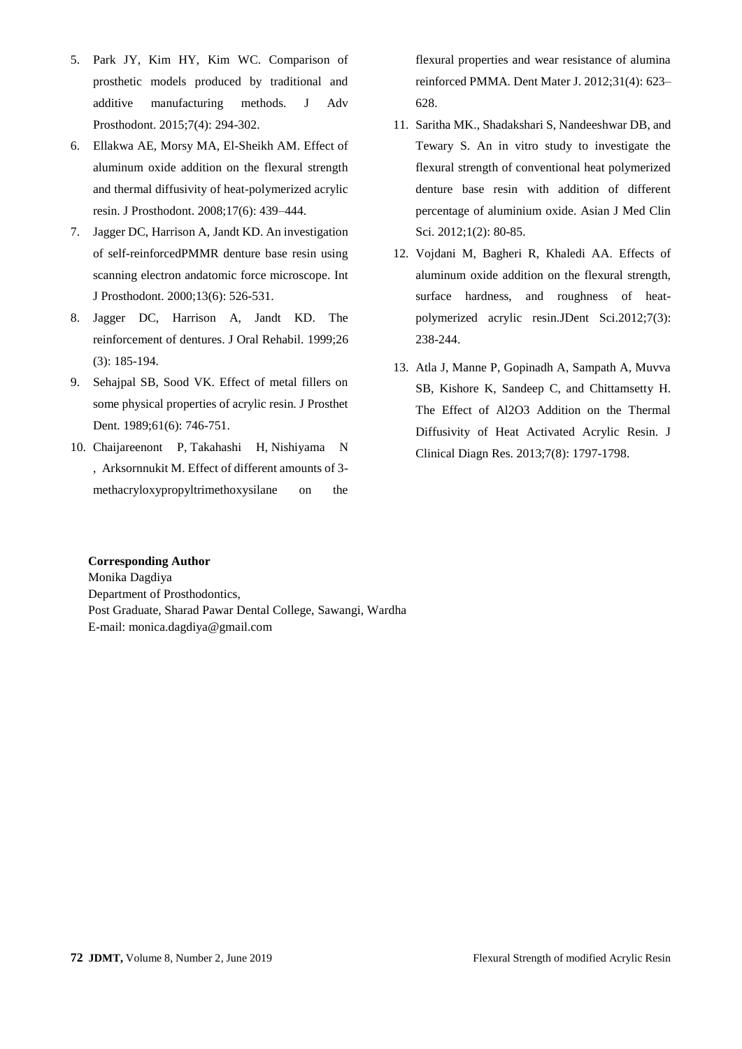5. Park JY, Kim HY, Kim WC. Comparison of prosthetic models produced by traditional and additive manufacturing methods. J Adv Prosthodont. 2015;7(4): 294-302.
6. Ellakwa AE, Morsy MA, El-Sheikh AM. Effect of aluminum oxide addition on the flexural strength and thermal diffusivity of heat-polymerized acrylic resin. J Prosthodont. 2008;17(6): 439–444.
7. Jagger DC, Harrison A, Jandt KD. An investigation of self-reinforcedPMMR denture base resin using scanning electron andatomic force microscope. Int J Prosthodont. 2000;13(6): 526-531.
8. Jagger DC, Harrison A, Jandt KD. The reinforcement of dentures. J Oral Rehabil. 1999;26 (3): 185-194.
9. Sehajpal SB, Sood VK. Effect of metal fillers on some physical properties of acrylic resin. J Prosthet Dent. 1989;61(6): 746-751.
10. Chaijareenont P, Takahashi H, Nishiyama N , Arksornnukit M. Effect of different amounts of 3-methacryloxypropyltrimethoxysilane on the flexural properties and wear resistance of alumina reinforced PMMA. Dent Mater J. 2012;31(4): 623–628.
11. Saritha MK., Shadakshari S, Nandeeshwar DB, and Tewary S. An in vitro study to investigate the flexural strength of conventional heat polymerized denture base resin with addition of different percentage of aluminium oxide. Asian J Med Clin Sci. 2012;1(2): 80-85.
12. Vojdani M, Bagheri R, Khaledi AA. Effects of aluminum oxide addition on the flexural strength, surface hardness, and roughness of heat-polymerized acrylic resin.JDent Sci.2012;7(3): 238-244.
13. Atla J, Manne P, Gopinadh A, Sampath A, Muvva SB, Kishore K, Sandeep C, and Chittamsetty H. The Effect of Al2O3 Addition on the Thermal Diffusivity of Heat Activated Acrylic Resin. J Clinical Diagn Res. 2013;7(8): 1797-1798.

**Corresponding Author**
Monika Dagdiya
Department of Prosthodontics,
Post Graduate, Sharad Pawar Dental College, Sawangi, Wardha
E-mail: monica.dagdiya@gmail.com